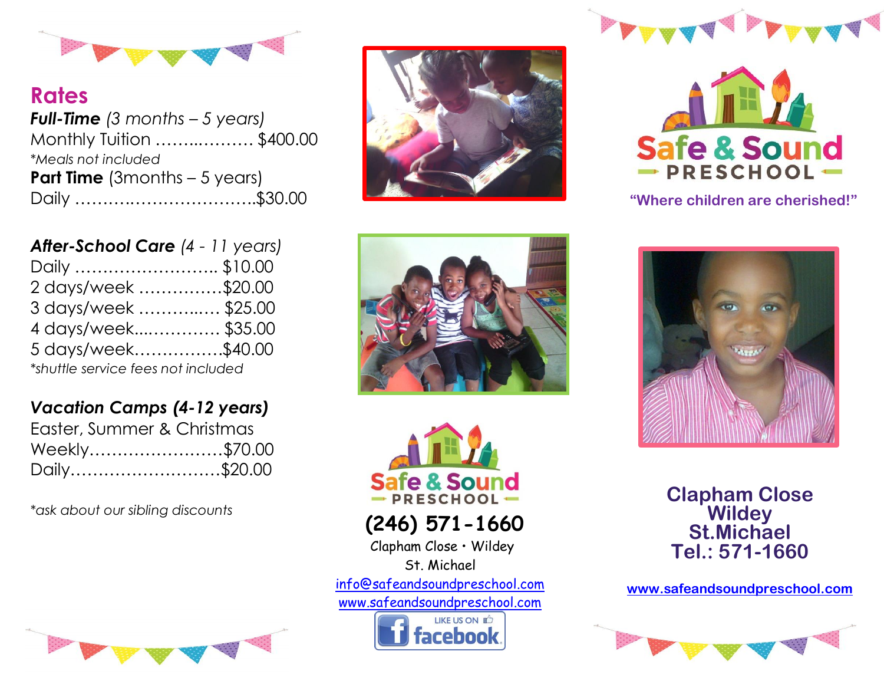## Rates

***Full-Time*** *(3 months – 5 years)*
Monthly Tuition ……..………. $400.00
*\*Meals not included*

**Part Time** (3months – 5 years)
Daily …………..………………..$30.00

***After-School Care*** *(4 - 11 years)*
Daily …………………….. $10.00
2 days/week ……………$20.00
3 days/week ………..…. $25.00
4 days/week....………… $35.00
5 days/week…………….$40.00
*\*shuttle service fees not included*

***Vacation Camps (4-12 years)***
Easter, Summer & Christmas
Weekly……………………$70.00
Daily………………………$20.00

*\*ask about our sibling discounts*

Safe & Sound PRESCHOOL

**(246) 571-1660**

Clapham Close • Wildey
St. Michael
info@safeandsoundpreschool.com
www.safeandsoundpreschool.com

LIKE US ON facebook

# Safe & Sound PRESCHOOL

**"Where children are cherished!"**

**Clapham Close**
**Wildey**
**St.Michael**
**Tel.: 571-1660**

**www.safeandsoundpreschool.com**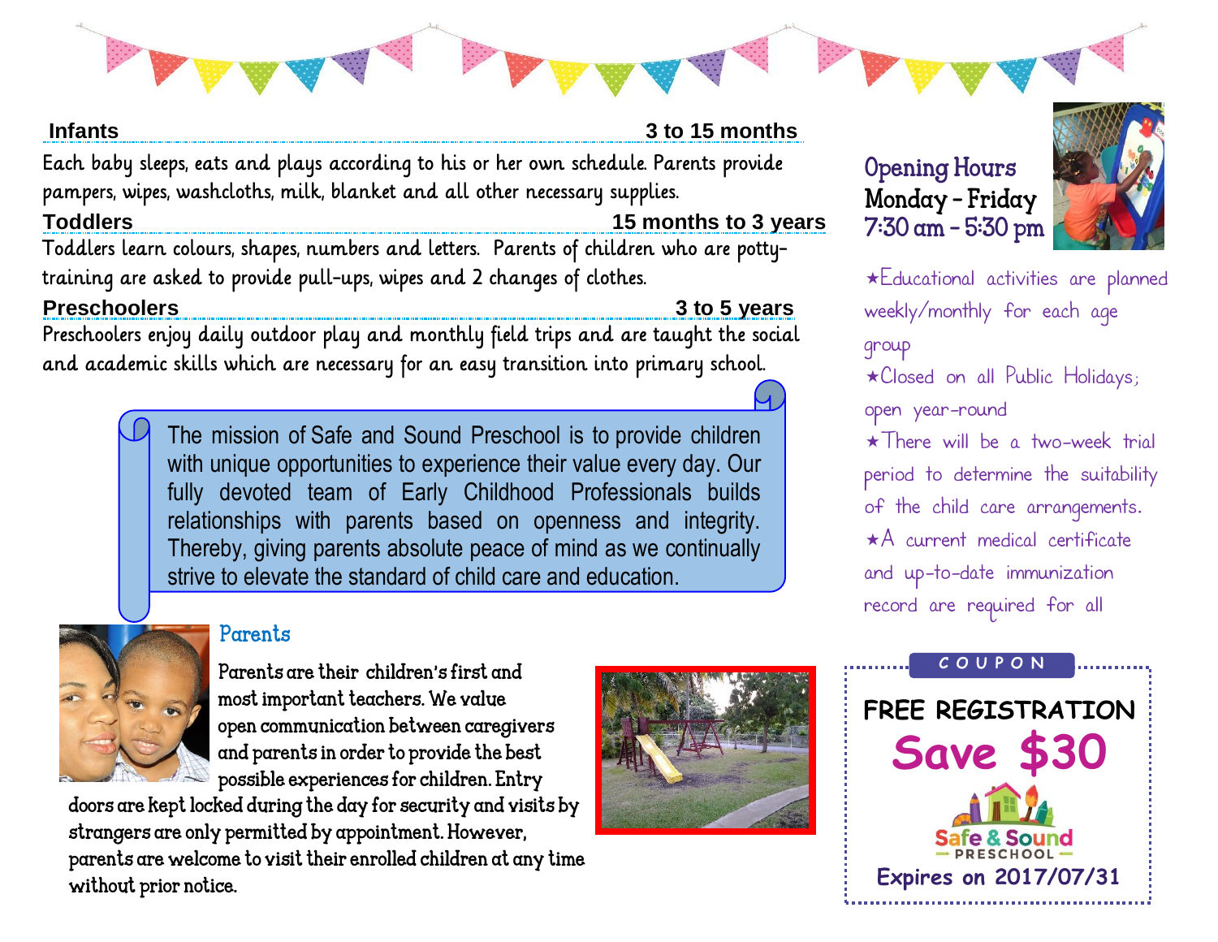**Infants** 3 to 15 months

Each baby sleeps, eats and plays according to his or her own schedule. Parents provide pampers, wipes, washcloths, milk, blanket and all other necessary supplies.

**Toddlers** 15 months to 3 years

Toddlers learn colours, shapes, numbers and letters. Parents of children who are potty-training are asked to provide pull-ups, wipes and 2 changes of clothes.

**Preschoolers** 3 to 5 years

Preschoolers enjoy daily outdoor play and monthly field trips and are taught the social and academic skills which are necessary for an easy transition into primary school.

The mission of Safe and Sound Preschool is to provide children with unique opportunities to experience their value every day. Our fully devoted team of Early Childhood Professionals builds relationships with parents based on openness and integrity. Thereby, giving parents absolute peace of mind as we continually strive to elevate the standard of child care and education.

## Parents

Parents are their children's first and most important teachers. We value open communication between caregivers and parents in order to provide the best possible experiences for children. Entry doors are kept locked during the day for security and visits by strangers are only permitted by appointment. However, parents are welcome to visit their enrolled children at any time without prior notice.

## Opening Hours

Monday – Friday
7:30 am – 5:30 pm

★Educational activities are planned weekly/monthly for each age group
★Closed on all Public Holidays; open year-round
★There will be a two-week trial period to determine the suitability of the child care arrangements.
★A current medical certificate and up-to-date immunization record are required for all

**COUPON**

**FREE REGISTRATION**

**Save $30**

Safe & Sound PRESCHOOL

**Expires on 2017/07/31**